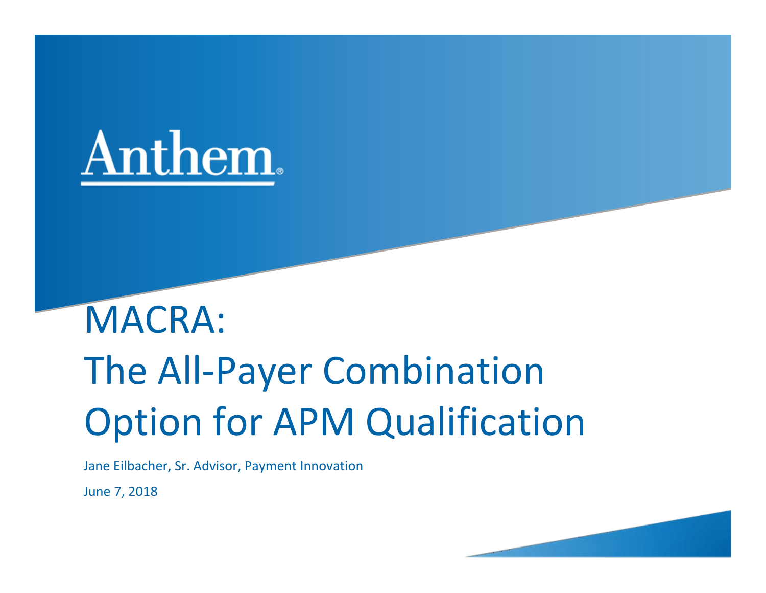Anthem

# MACRA: The All-Payer Combination Option for APM Qualification

Jane Eilbacher, Sr. Advisor, Payment Innovation

June 7, 2018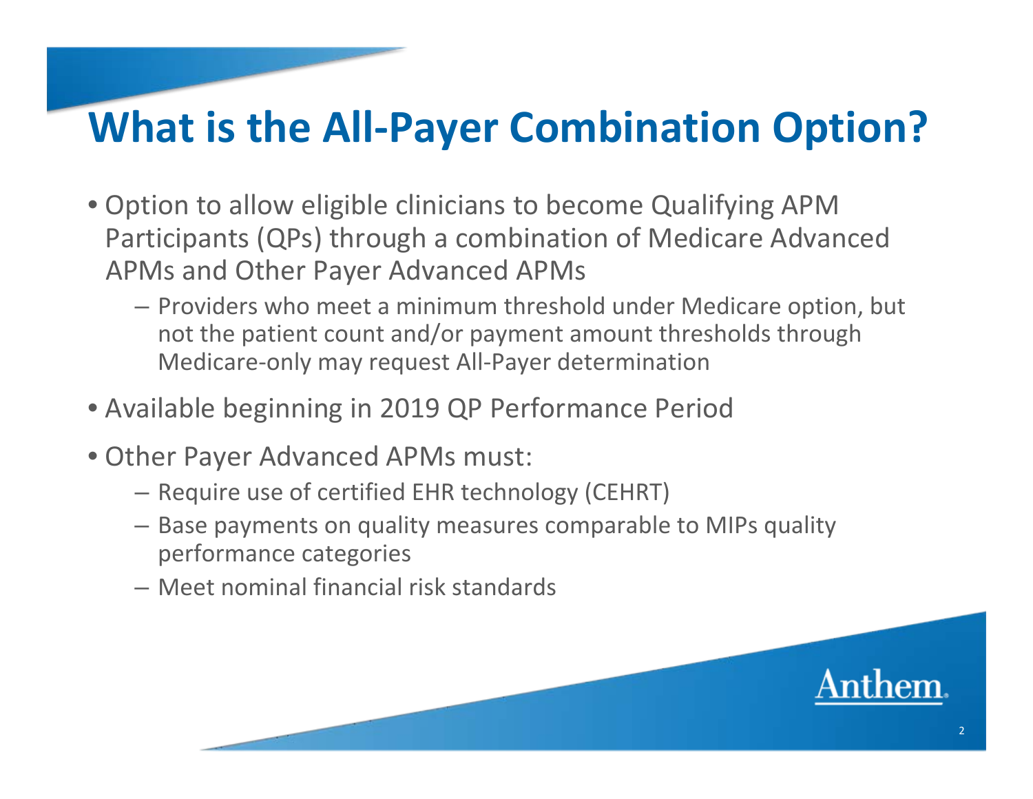# What is the All-Payer Combination Option?

- Option to allow eligible clinicians to become Qualifying APM Participants (QPs) through a combination of Medicare Advanced APMs and Other Payer Advanced APMs
  - Providers who meet a minimum threshold under Medicare option, but not the patient count and/or payment amount thresholds through Medicare-only may request All-Payer determination
- Available beginning in 2019 QP Performance Period
- Other Payer Advanced APMs must:
  - Require use of certified EHR technology (CEHRT)
  - Base payments on quality measures comparable to MIPs quality performance categories
  - Meet nominal financial risk standards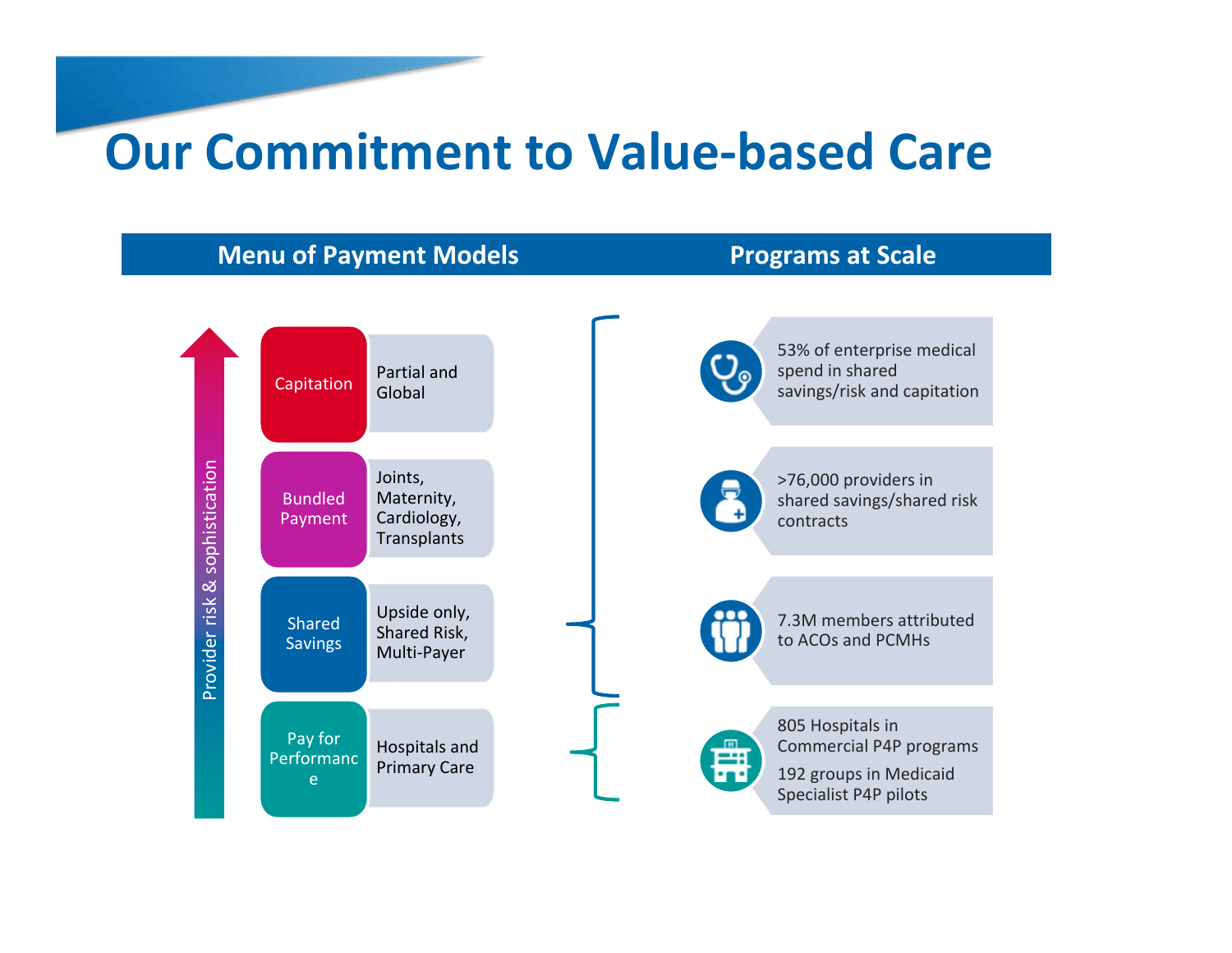# Our Commitment to Value-based Care

| Menu of Payment Models | | Programs at Scale |
|---|---|---|
| Capitation | Partial and Global | 53% of enterprise medical spend in shared savings/risk and capitation |
| Bundled Payment | Joints, Maternity, Cardiology, Transplants | >76,000 providers in shared savings/shared risk contracts |
| Shared Savings | Upside only, Shared Risk, Multi-Payer | 7.3M members attributed to ACOs and PCMHs |
| Pay for Performance | Hospitals and Primary Care | 805 Hospitals in Commercial P4P programs<br>192 groups in Medicaid Specialist P4P pilots |

Provider risk & sophistication ↑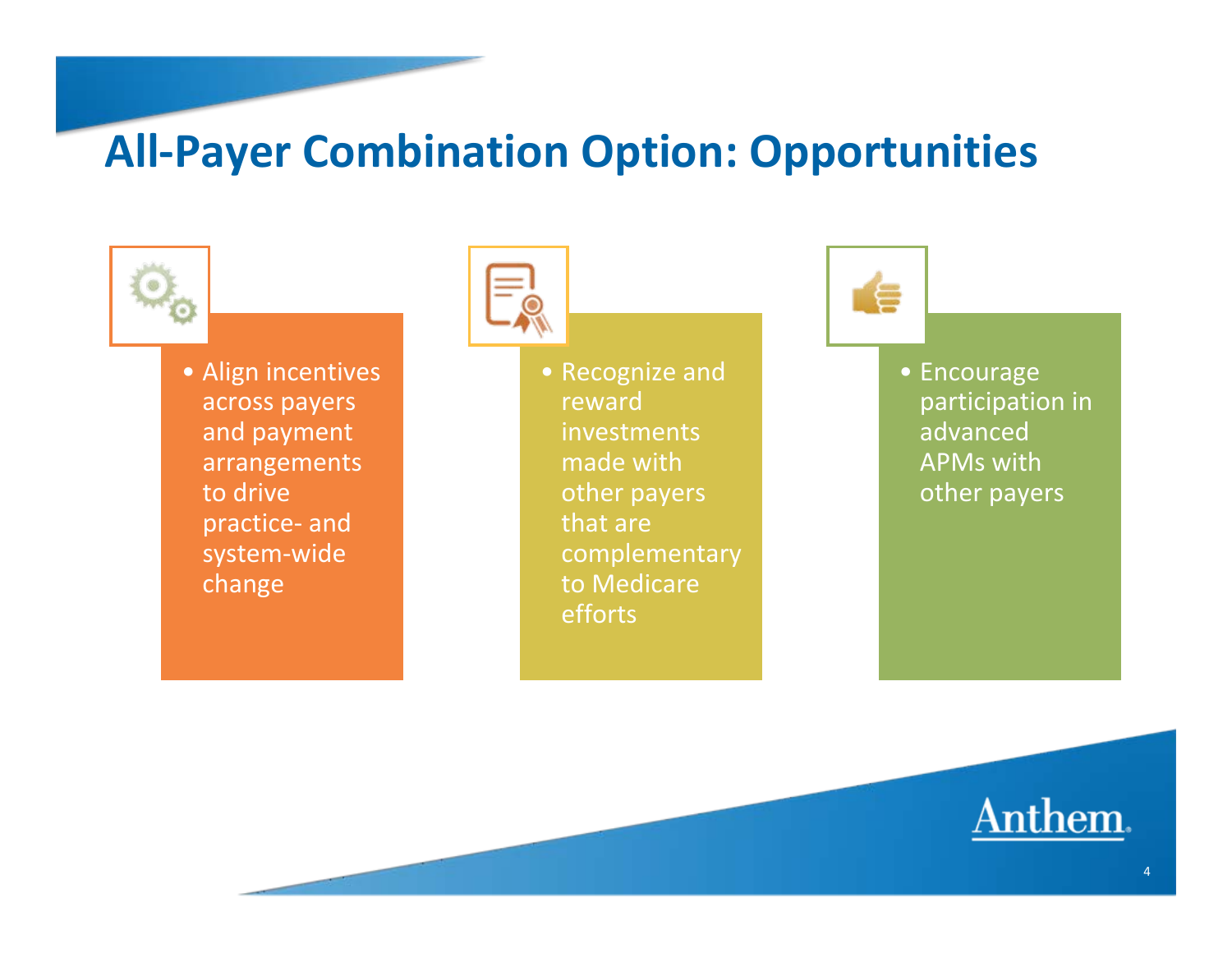# All-Payer Combination Option: Opportunities

- Align incentives across payers and payment arrangements to drive practice- and system-wide change

- Recognize and reward investments made with other payers that are complementary to Medicare efforts

- Encourage participation in advanced APMs with other payers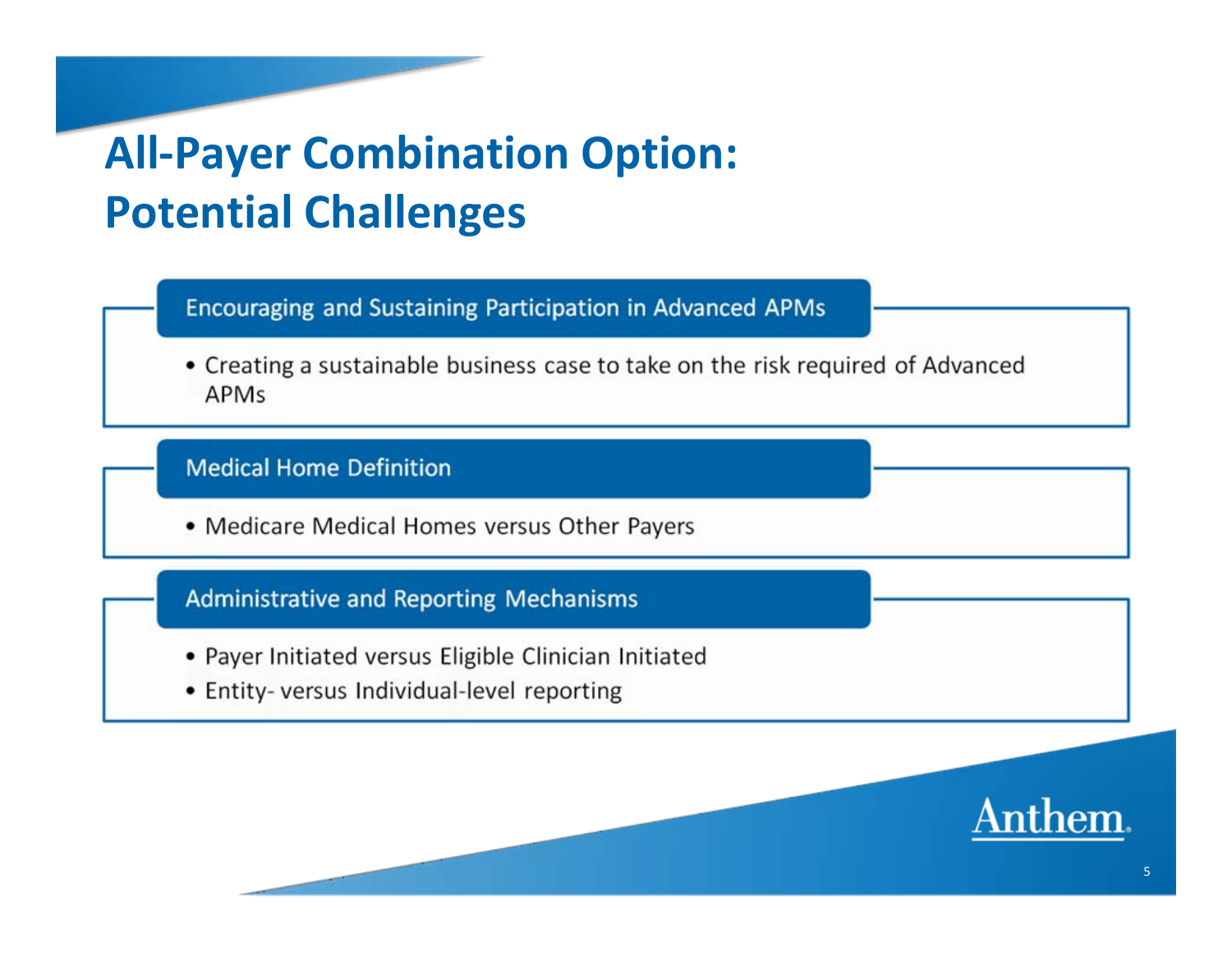# All-Payer Combination Option: Potential Challenges

## Encouraging and Sustaining Participation in Advanced APMs

- Creating a sustainable business case to take on the risk required of Advanced APMs

## Medical Home Definition

- Medicare Medical Homes versus Other Payers

## Administrative and Reporting Mechanisms

- Payer Initiated versus Eligible Clinician Initiated
- Entity- versus Individual-level reporting

Anthem.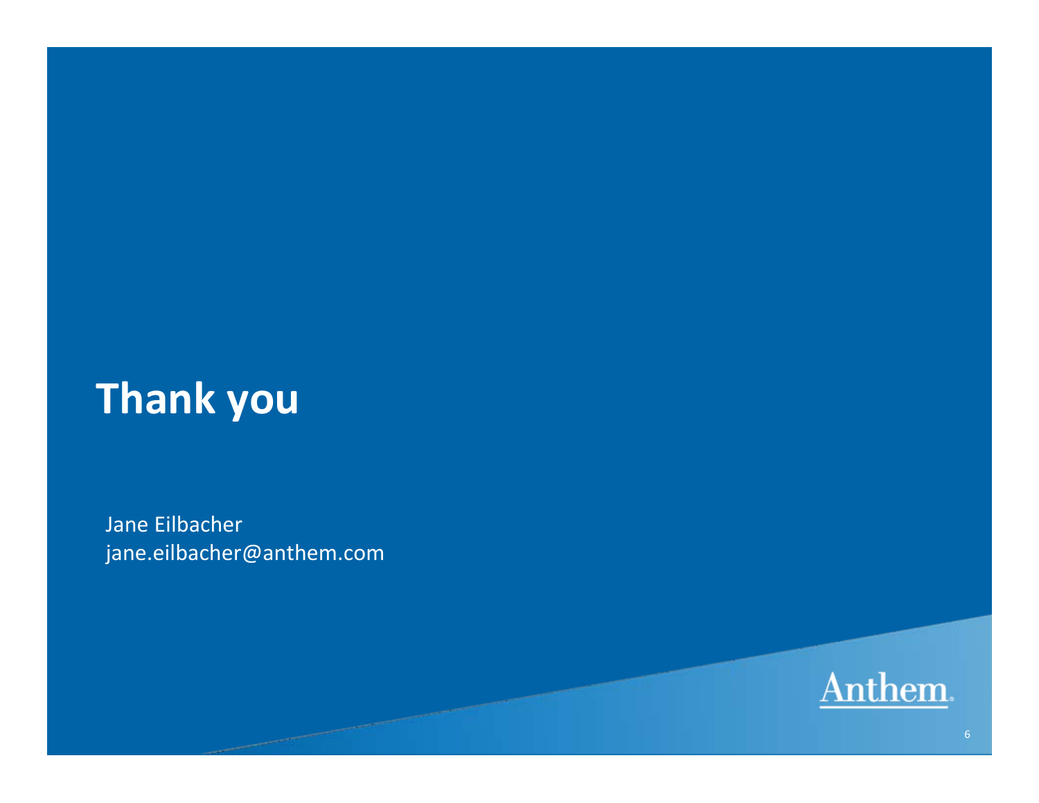# Thank you

Jane Eilbacher
jane.eilbacher@anthem.com

Anthem.